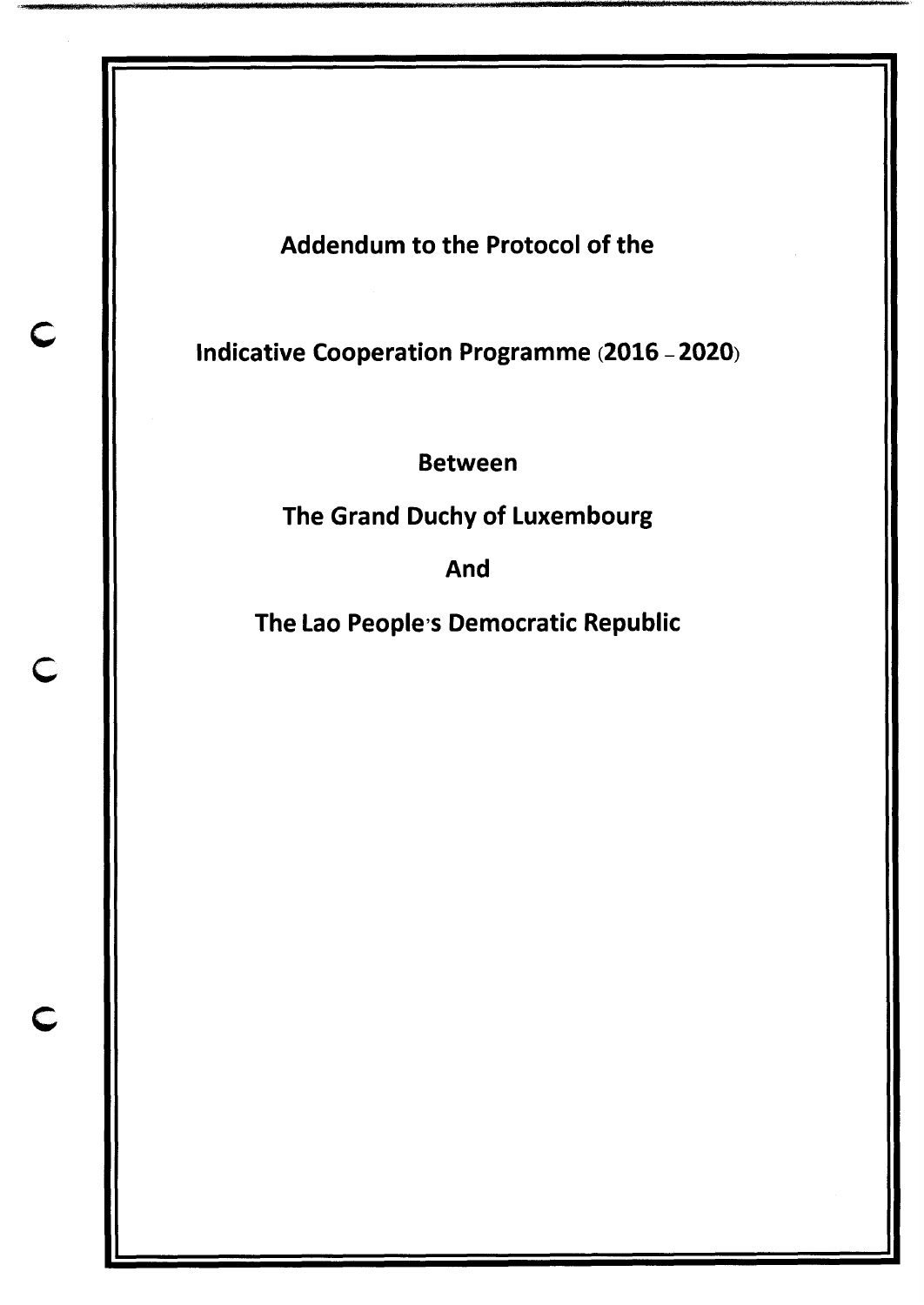# Addendum to the Protocol of the

# Indicative Cooperation Programme (2016 – 2020)

**Between**

**The Grand Duchy of Luxembourg**

**And**

**The Lao People's Democratic Republic**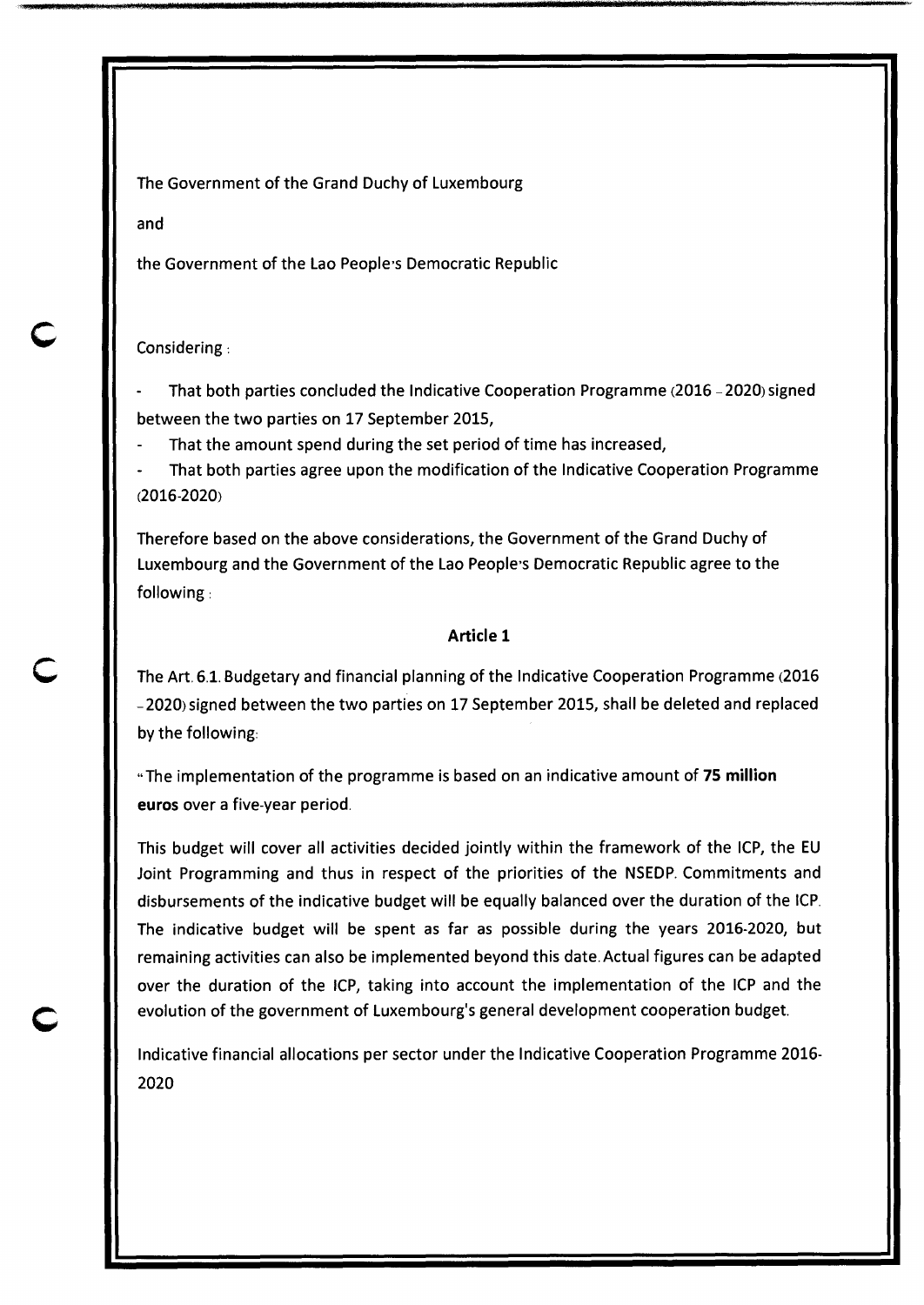The Government of the Grand Duchy of Luxembourg

and

the Government of the Lao People's Democratic Republic

Considering :

- That both parties concluded the Indicative Cooperation Programme (2016 – 2020) signed between the two parties on 17 September 2015,
- That the amount spend during the set period of time has increased,
- That both parties agree upon the modification of the Indicative Cooperation Programme (2016-2020)

Therefore based on the above considerations, the Government of the Grand Duchy of Luxembourg and the Government of the Lao People's Democratic Republic agree to the following :

### Article 1

The Art. 6.1. Budgetary and financial planning of the Indicative Cooperation Programme (2016 – 2020) signed between the two parties on 17 September 2015, shall be deleted and replaced by the following:

"The implementation of the programme is based on an indicative amount of **75 million euros** over a five-year period.

This budget will cover all activities decided jointly within the framework of the ICP, the EU Joint Programming and thus in respect of the priorities of the NSEDP. Commitments and disbursements of the indicative budget will be equally balanced over the duration of the ICP. The indicative budget will be spent as far as possible during the years 2016-2020, but remaining activities can also be implemented beyond this date. Actual figures can be adapted over the duration of the ICP, taking into account the implementation of the ICP and the evolution of the government of Luxembourg's general development cooperation budget.

Indicative financial allocations per sector under the Indicative Cooperation Programme 2016-2020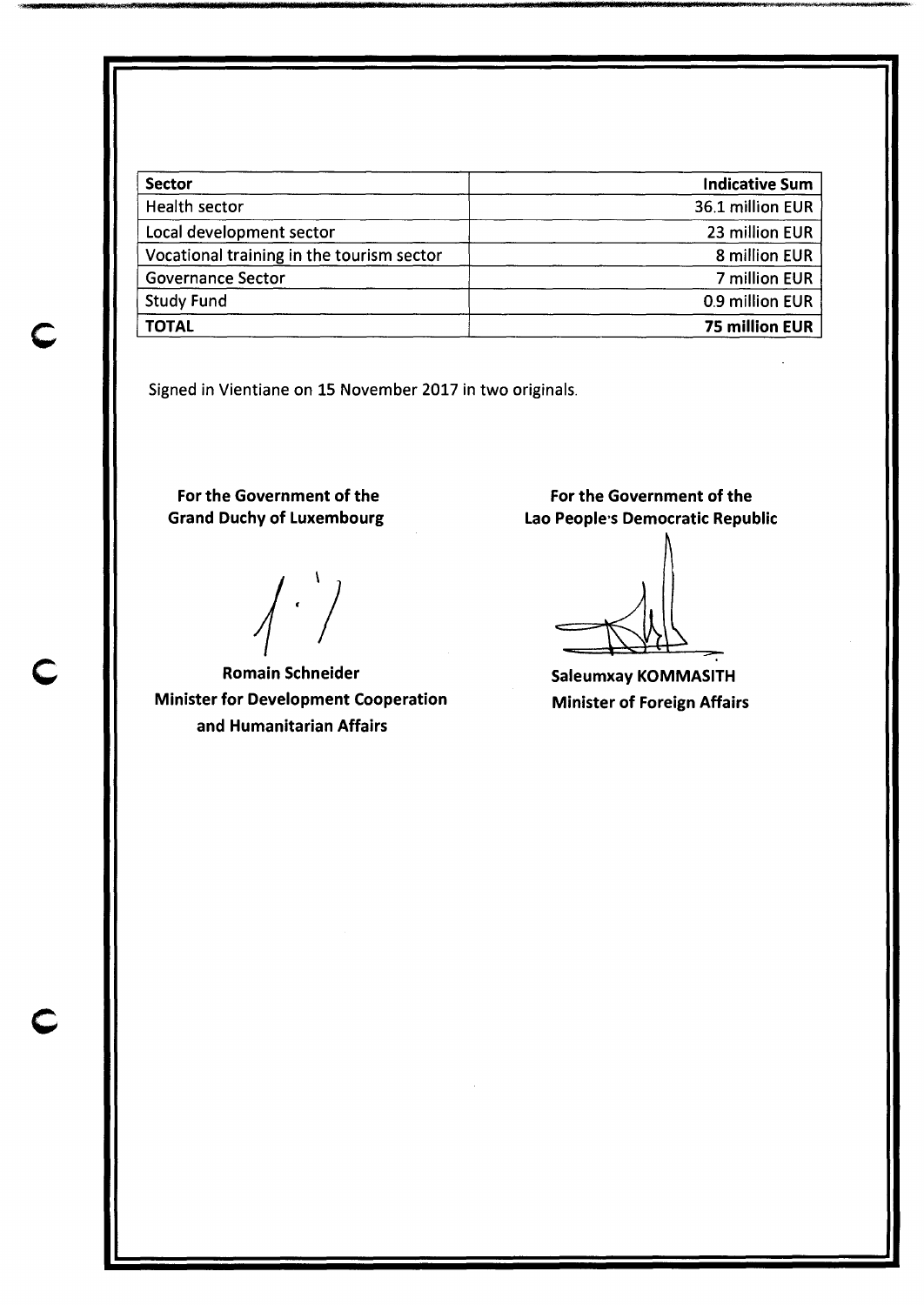| Sector | Indicative Sum |
| --- | --- |
| Health sector | 36.1 million EUR |
| Local development sector | 23 million EUR |
| Vocational training in the tourism sector | 8 million EUR |
| Governance Sector | 7 million EUR |
| Study Fund | 0.9 million EUR |
| **TOTAL** | **75 million EUR** |

Signed in Vientiane on 15 November 2017 in two originals.

**For the Government of the Grand Duchy of Luxembourg**

**Romain Schneider**
**Minister for Development Cooperation and Humanitarian Affairs**

**For the Government of the Lao People's Democratic Republic**

**Saleumxay KOMMASITH**
**Minister of Foreign Affairs**